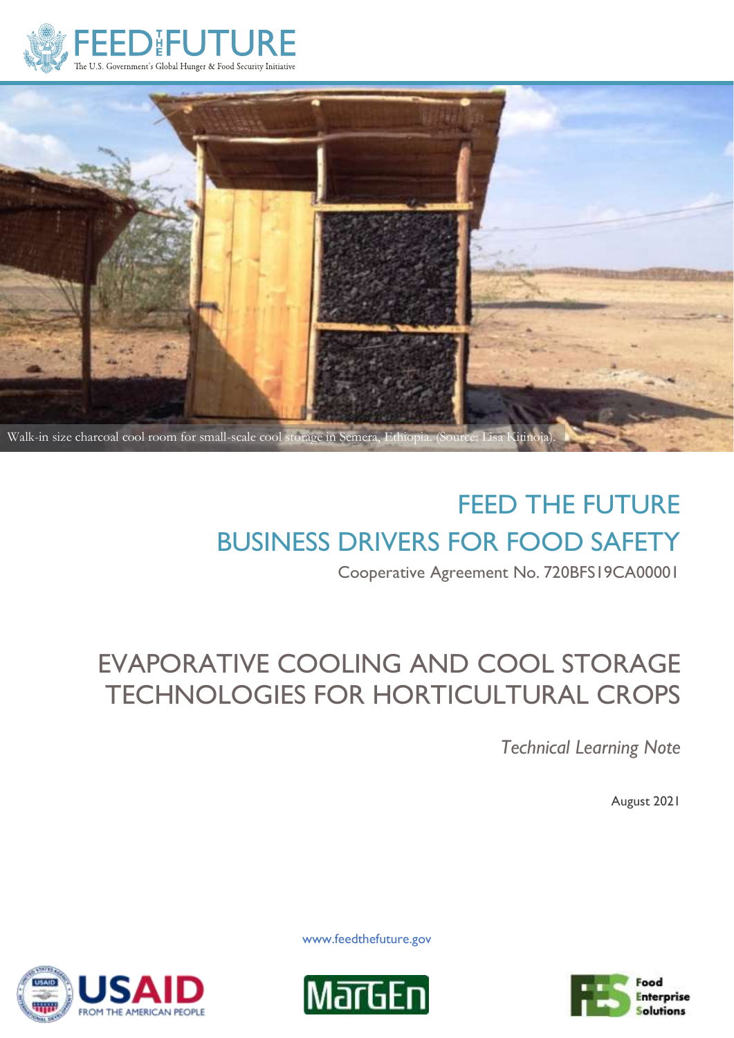FEED THE FUTURE

The U.S. Government's Global Hunger & Food Security Initiative

Walk-in size charcoal cool room for small-scale cool storage in Semera, Ethiopia. (Source: Lisa Kitinoja).

# FEED THE FUTURE BUSINESS DRIVERS FOR FOOD SAFETY

Cooperative Agreement No. 720BFS19CA00001

# EVAPORATIVE COOLING AND COOL STORAGE TECHNOLOGIES FOR HORTICULTURAL CROPS

*Technical Learning Note*

August 2021

www.feedthefuture.gov

USAID FROM THE AMERICAN PEOPLE

MarGEn

Food Enterprise Solutions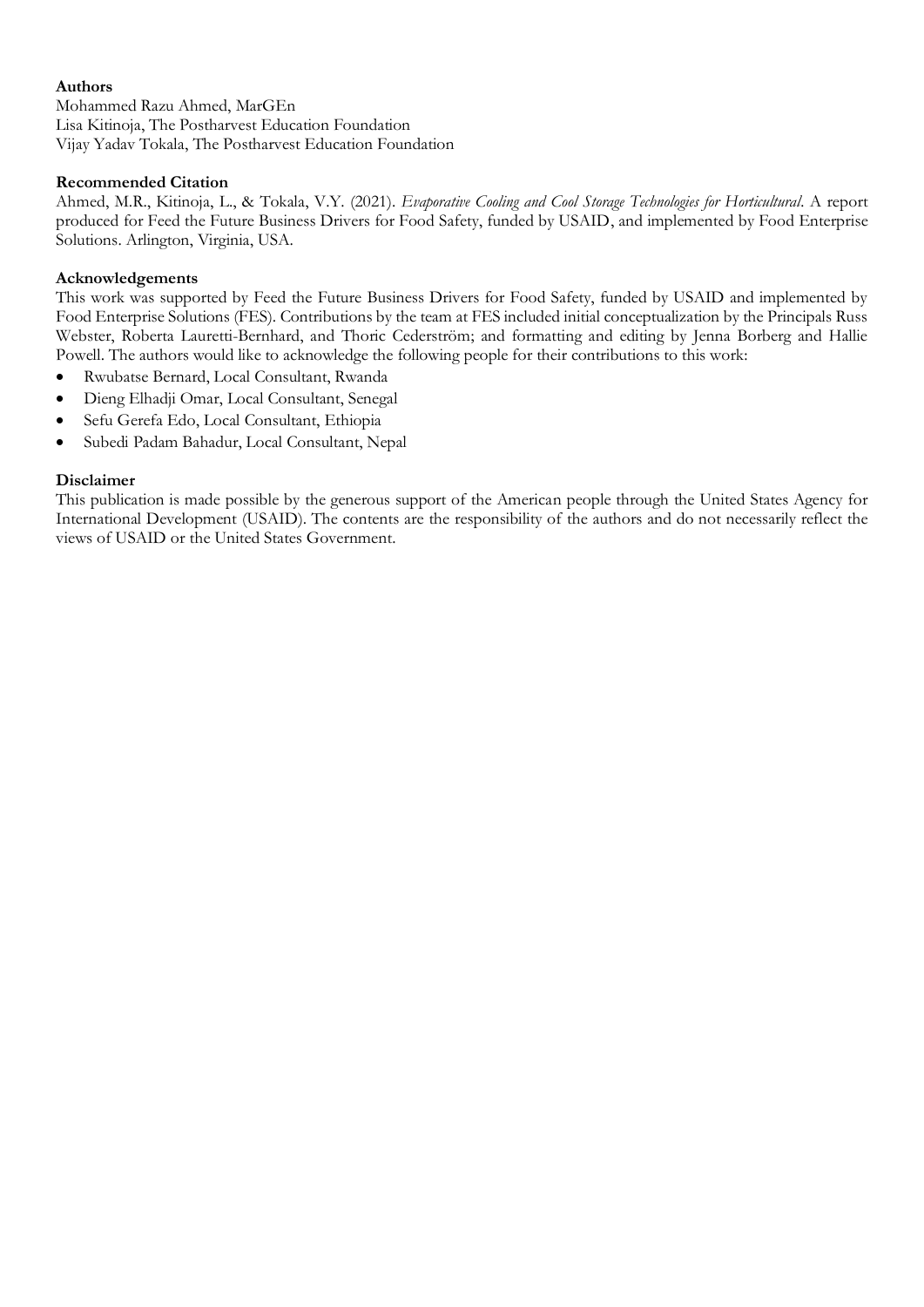**Authors**

Mohammed Razu Ahmed, MarGEn
Lisa Kitinoja, The Postharvest Education Foundation
Vijay Yadav Tokala, The Postharvest Education Foundation

**Recommended Citation**

Ahmed, M.R., Kitinoja, L., & Tokala, V.Y. (2021). *Evaporative Cooling and Cool Storage Technologies for Horticultural*. A report produced for Feed the Future Business Drivers for Food Safety, funded by USAID, and implemented by Food Enterprise Solutions. Arlington, Virginia, USA.

**Acknowledgements**

This work was supported by Feed the Future Business Drivers for Food Safety, funded by USAID and implemented by Food Enterprise Solutions (FES). Contributions by the team at FES included initial conceptualization by the Principals Russ Webster, Roberta Lauretti-Bernhard, and Thoric Cederström; and formatting and editing by Jenna Borberg and Hallie Powell. The authors would like to acknowledge the following people for their contributions to this work:

- Rwubatse Bernard, Local Consultant, Rwanda
- Dieng Elhadji Omar, Local Consultant, Senegal
- Sefu Gerefa Edo, Local Consultant, Ethiopia
- Subedi Padam Bahadur, Local Consultant, Nepal

**Disclaimer**

This publication is made possible by the generous support of the American people through the United States Agency for International Development (USAID). The contents are the responsibility of the authors and do not necessarily reflect the views of USAID or the United States Government.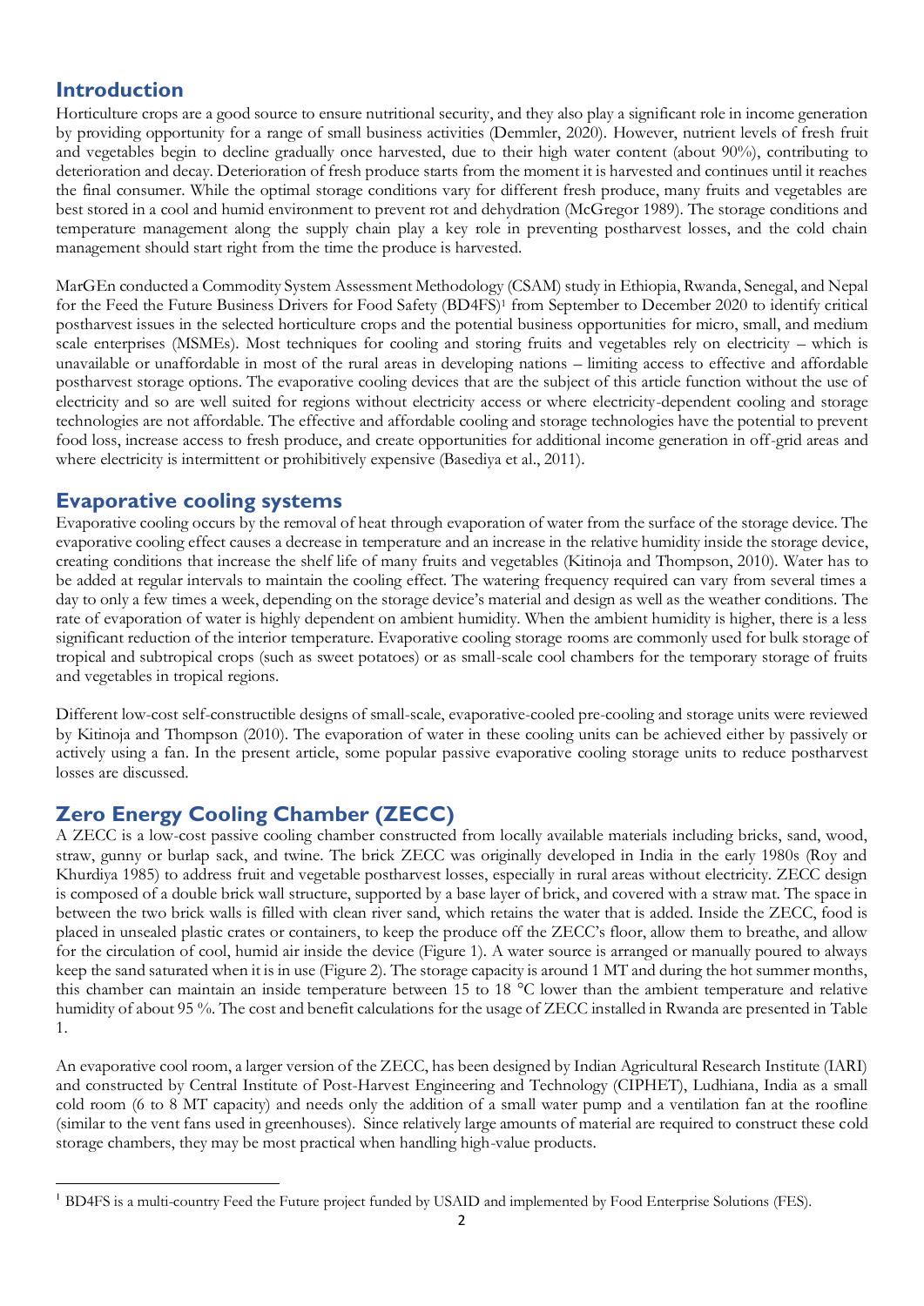## Introduction

Horticulture crops are a good source to ensure nutritional security, and they also play a significant role in income generation by providing opportunity for a range of small business activities (Demmler, 2020). However, nutrient levels of fresh fruit and vegetables begin to decline gradually once harvested, due to their high water content (about 90%), contributing to deterioration and decay. Deterioration of fresh produce starts from the moment it is harvested and continues until it reaches the final consumer. While the optimal storage conditions vary for different fresh produce, many fruits and vegetables are best stored in a cool and humid environment to prevent rot and dehydration (McGregor 1989). The storage conditions and temperature management along the supply chain play a key role in preventing postharvest losses, and the cold chain management should start right from the time the produce is harvested.

MarGEn conducted a Commodity System Assessment Methodology (CSAM) study in Ethiopia, Rwanda, Senegal, and Nepal for the Feed the Future Business Drivers for Food Safety (BD4FS)[1] from September to December 2020 to identify critical postharvest issues in the selected horticulture crops and the potential business opportunities for micro, small, and medium scale enterprises (MSMEs). Most techniques for cooling and storing fruits and vegetables rely on electricity – which is unavailable or unaffordable in most of the rural areas in developing nations – limiting access to effective and affordable postharvest storage options. The evaporative cooling devices that are the subject of this article function without the use of electricity and so are well suited for regions without electricity access or where electricity-dependent cooling and storage technologies are not affordable. The effective and affordable cooling and storage technologies have the potential to prevent food loss, increase access to fresh produce, and create opportunities for additional income generation in off-grid areas and where electricity is intermittent or prohibitively expensive (Basediya et al., 2011).

## Evaporative cooling systems

Evaporative cooling occurs by the removal of heat through evaporation of water from the surface of the storage device. The evaporative cooling effect causes a decrease in temperature and an increase in the relative humidity inside the storage device, creating conditions that increase the shelf life of many fruits and vegetables (Kitinoja and Thompson, 2010). Water has to be added at regular intervals to maintain the cooling effect. The watering frequency required can vary from several times a day to only a few times a week, depending on the storage device's material and design as well as the weather conditions. The rate of evaporation of water is highly dependent on ambient humidity. When the ambient humidity is higher, there is a less significant reduction of the interior temperature. Evaporative cooling storage rooms are commonly used for bulk storage of tropical and subtropical crops (such as sweet potatoes) or as small-scale cool chambers for the temporary storage of fruits and vegetables in tropical regions.

Different low-cost self-constructible designs of small-scale, evaporative-cooled pre-cooling and storage units were reviewed by Kitinoja and Thompson (2010). The evaporation of water in these cooling units can be achieved either by passively or actively using a fan. In the present article, some popular passive evaporative cooling storage units to reduce postharvest losses are discussed.

## Zero Energy Cooling Chamber (ZECC)

A ZECC is a low-cost passive cooling chamber constructed from locally available materials including bricks, sand, wood, straw, gunny or burlap sack, and twine. The brick ZECC was originally developed in India in the early 1980s (Roy and Khurdiya 1985) to address fruit and vegetable postharvest losses, especially in rural areas without electricity. ZECC design is composed of a double brick wall structure, supported by a base layer of brick, and covered with a straw mat. The space in between the two brick walls is filled with clean river sand, which retains the water that is added. Inside the ZECC, food is placed in unsealed plastic crates or containers, to keep the produce off the ZECC's floor, allow them to breathe, and allow for the circulation of cool, humid air inside the device (Figure 1). A water source is arranged or manually poured to always keep the sand saturated when it is in use (Figure 2). The storage capacity is around 1 MT and during the hot summer months, this chamber can maintain an inside temperature between 15 to 18 °C lower than the ambient temperature and relative humidity of about 95 %. The cost and benefit calculations for the usage of ZECC installed in Rwanda are presented in Table 1.

An evaporative cool room, a larger version of the ZECC, has been designed by Indian Agricultural Research Institute (IARI) and constructed by Central Institute of Post-Harvest Engineering and Technology (CIPHET), Ludhiana, India as a small cold room (6 to 8 MT capacity) and needs only the addition of a small water pump and a ventilation fan at the roofline (similar to the vent fans used in greenhouses). Since relatively large amounts of material are required to construct these cold storage chambers, they may be most practical when handling high-value products.

[1] BD4FS is a multi-country Feed the Future project funded by USAID and implemented by Food Enterprise Solutions (FES).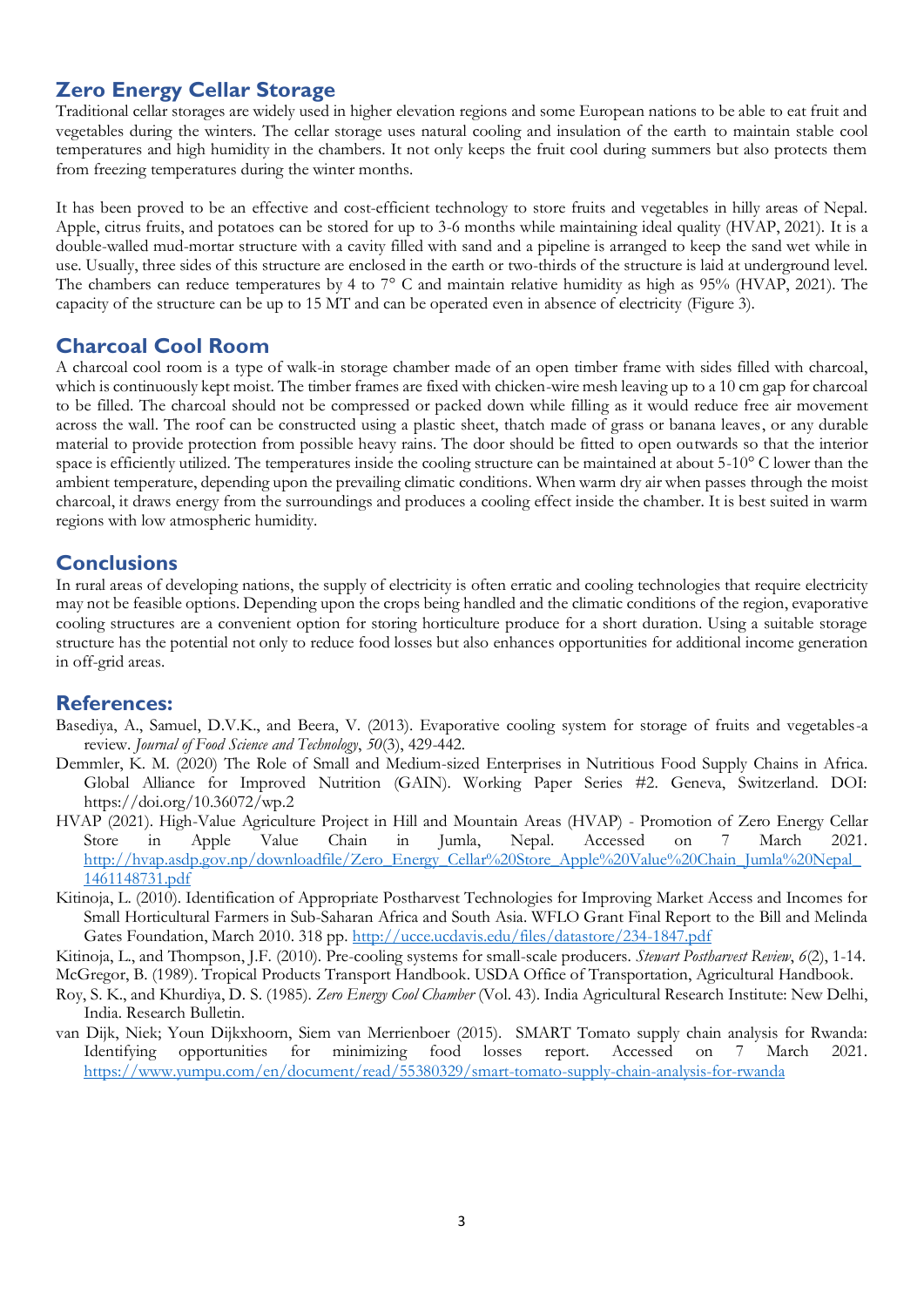## Zero Energy Cellar Storage

Traditional cellar storages are widely used in higher elevation regions and some European nations to be able to eat fruit and vegetables during the winters. The cellar storage uses natural cooling and insulation of the earth to maintain stable cool temperatures and high humidity in the chambers. It not only keeps the fruit cool during summers but also protects them from freezing temperatures during the winter months.

It has been proved to be an effective and cost-efficient technology to store fruits and vegetables in hilly areas of Nepal. Apple, citrus fruits, and potatoes can be stored for up to 3-6 months while maintaining ideal quality (HVAP, 2021). It is a double-walled mud-mortar structure with a cavity filled with sand and a pipeline is arranged to keep the sand wet while in use. Usually, three sides of this structure are enclosed in the earth or two-thirds of the structure is laid at underground level. The chambers can reduce temperatures by 4 to 7° C and maintain relative humidity as high as 95% (HVAP, 2021). The capacity of the structure can be up to 15 MT and can be operated even in absence of electricity (Figure 3).

## Charcoal Cool Room

A charcoal cool room is a type of walk-in storage chamber made of an open timber frame with sides filled with charcoal, which is continuously kept moist. The timber frames are fixed with chicken-wire mesh leaving up to a 10 cm gap for charcoal to be filled. The charcoal should not be compressed or packed down while filling as it would reduce free air movement across the wall. The roof can be constructed using a plastic sheet, thatch made of grass or banana leaves, or any durable material to provide protection from possible heavy rains. The door should be fitted to open outwards so that the interior space is efficiently utilized. The temperatures inside the cooling structure can be maintained at about 5-10° C lower than the ambient temperature, depending upon the prevailing climatic conditions. When warm dry air when passes through the moist charcoal, it draws energy from the surroundings and produces a cooling effect inside the chamber. It is best suited in warm regions with low atmospheric humidity.

## Conclusions

In rural areas of developing nations, the supply of electricity is often erratic and cooling technologies that require electricity may not be feasible options. Depending upon the crops being handled and the climatic conditions of the region, evaporative cooling structures are a convenient option for storing horticulture produce for a short duration. Using a suitable storage structure has the potential not only to reduce food losses but also enhances opportunities for additional income generation in off-grid areas.

## References:

Basediya, A., Samuel, D.V.K., and Beera, V. (2013). Evaporative cooling system for storage of fruits and vegetables-a review. *Journal of Food Science and Technology*, *50*(3), 429-442.

Demmler, K. M. (2020) The Role of Small and Medium-sized Enterprises in Nutritious Food Supply Chains in Africa. Global Alliance for Improved Nutrition (GAIN). Working Paper Series #2. Geneva, Switzerland. DOI: https://doi.org/10.36072/wp.2

HVAP (2021). High-Value Agriculture Project in Hill and Mountain Areas (HVAP) - Promotion of Zero Energy Cellar Store in Apple Value Chain in Jumla, Nepal. Accessed on 7 March 2021. [http://hvap.asdp.gov.np/downloadfile/Zero_Energy_Cellar%20Store_Apple%20Value%20Chain_Jumla%20Nepal_1461148731.pdf](http://hvap.asdp.gov.np/downloadfile/Zero_Energy_Cellar%20Store_Apple%20Value%20Chain_Jumla%20Nepal_1461148731.pdf)

Kitinoja, L. (2010). Identification of Appropriate Postharvest Technologies for Improving Market Access and Incomes for Small Horticultural Farmers in Sub-Saharan Africa and South Asia. WFLO Grant Final Report to the Bill and Melinda Gates Foundation, March 2010. 318 pp. [http://ucce.ucdavis.edu/files/datastore/234-1847.pdf](http://ucce.ucdavis.edu/files/datastore/234-1847.pdf)

Kitinoja, L., and Thompson, J.F. (2010). Pre-cooling systems for small-scale producers. *Stewart Postharvest Review*, *6*(2), 1-14.

McGregor, B. (1989). Tropical Products Transport Handbook. USDA Office of Transportation, Agricultural Handbook.

Roy, S. K., and Khurdiya, D. S. (1985). *Zero Energy Cool Chamber* (Vol. 43). India Agricultural Research Institute: New Delhi, India. Research Bulletin.

van Dijk, Niek; Youn Dijkxhoorn, Siem van Merrienboer (2015). SMART Tomato supply chain analysis for Rwanda: Identifying opportunities for minimizing food losses report. Accessed on 7 March 2021. [https://www.yumpu.com/en/document/read/55380329/smart-tomato-supply-chain-analysis-for-rwanda](https://www.yumpu.com/en/document/read/55380329/smart-tomato-supply-chain-analysis-for-rwanda)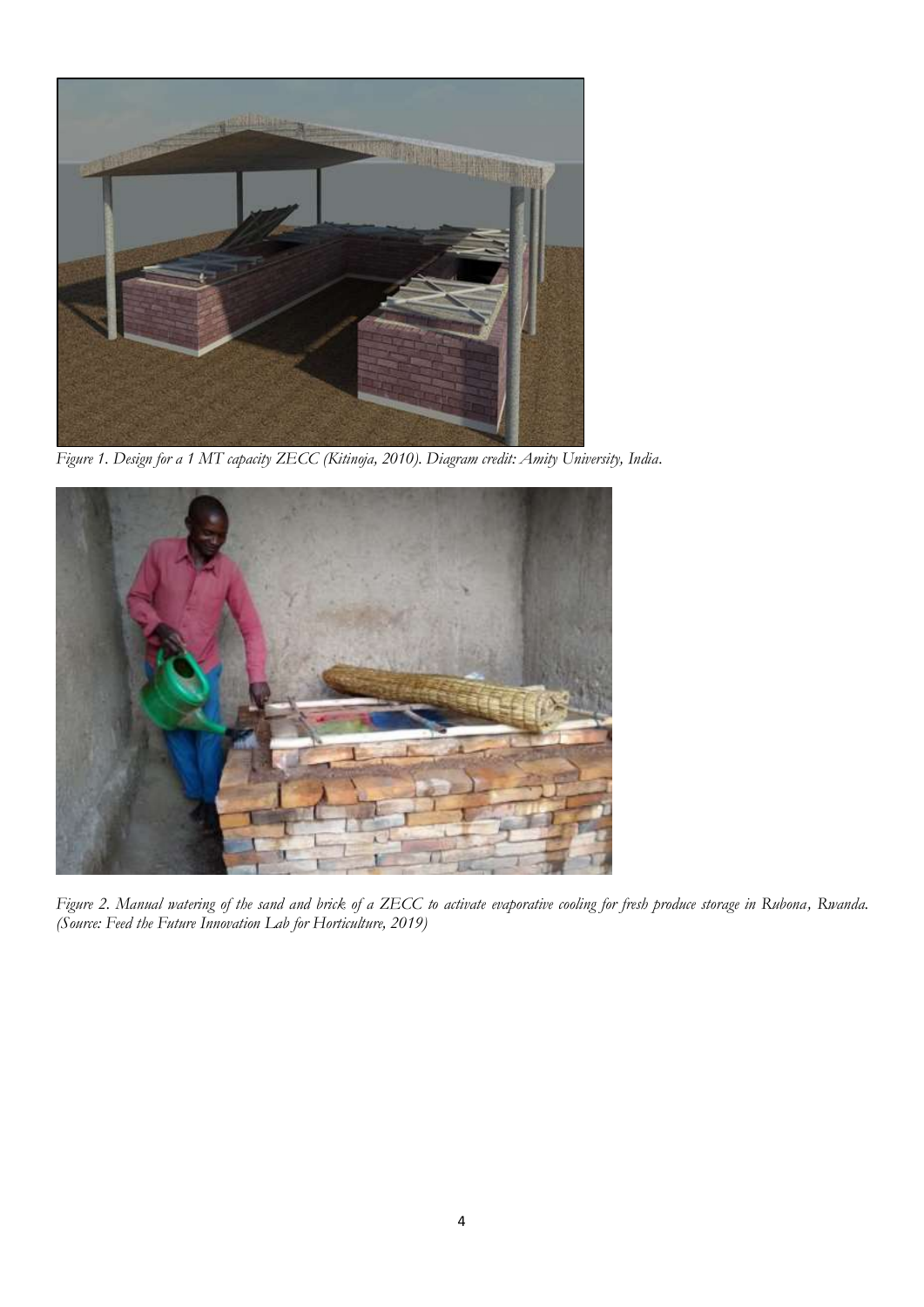*Figure 1. Design for a 1 MT capacity ZECC (Kitinoja, 2010). Diagram credit: Amity University, India.*

*Figure 2. Manual watering of the sand and brick of a ZECC to activate evaporative cooling for fresh produce storage in Rubona, Rwanda. (Source: Feed the Future Innovation Lab for Horticulture, 2019)*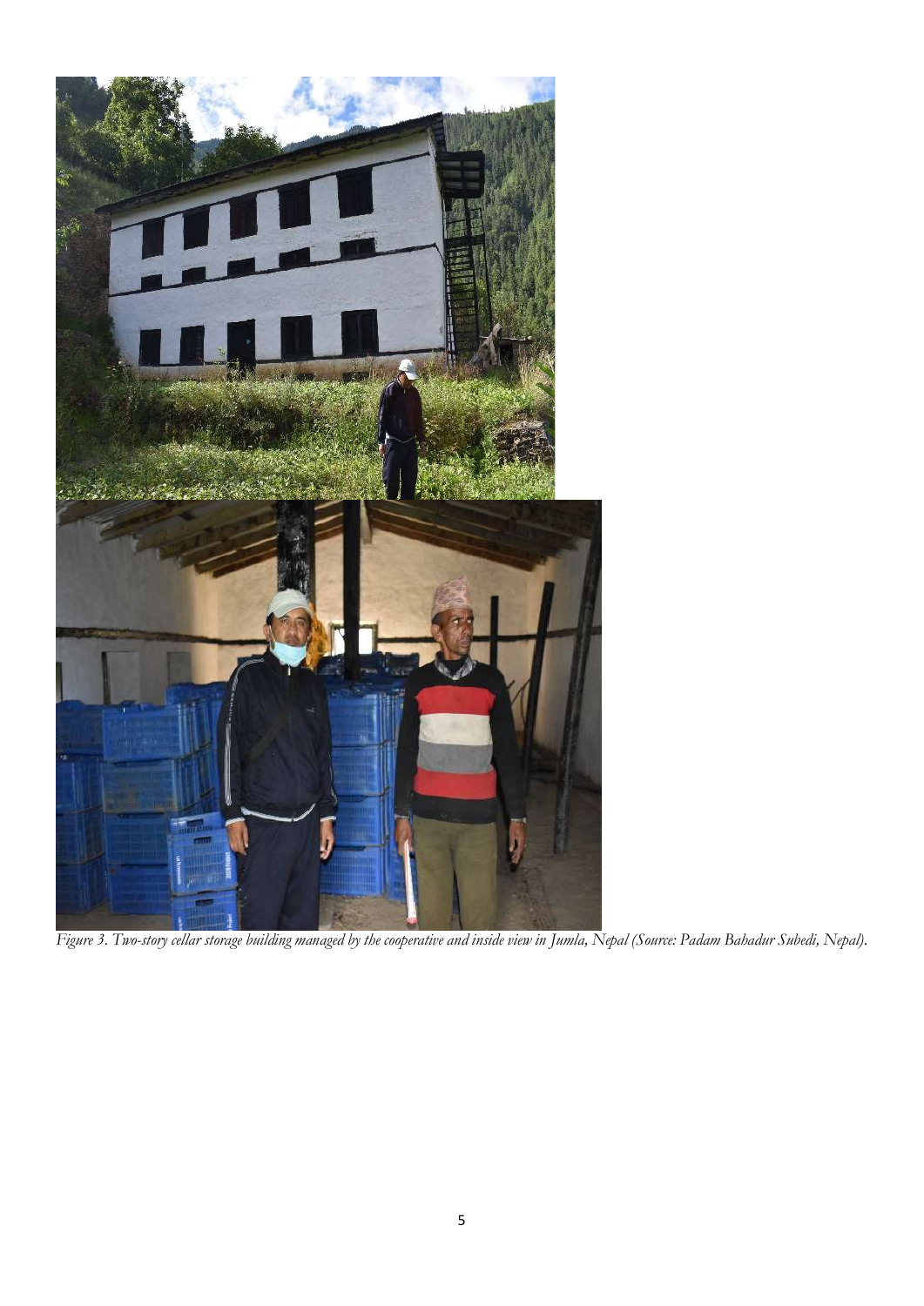*Figure 3. Two-story cellar storage building managed by the cooperative and inside view in Jumla, Nepal (Source: Padam Bahadur Subedi, Nepal).*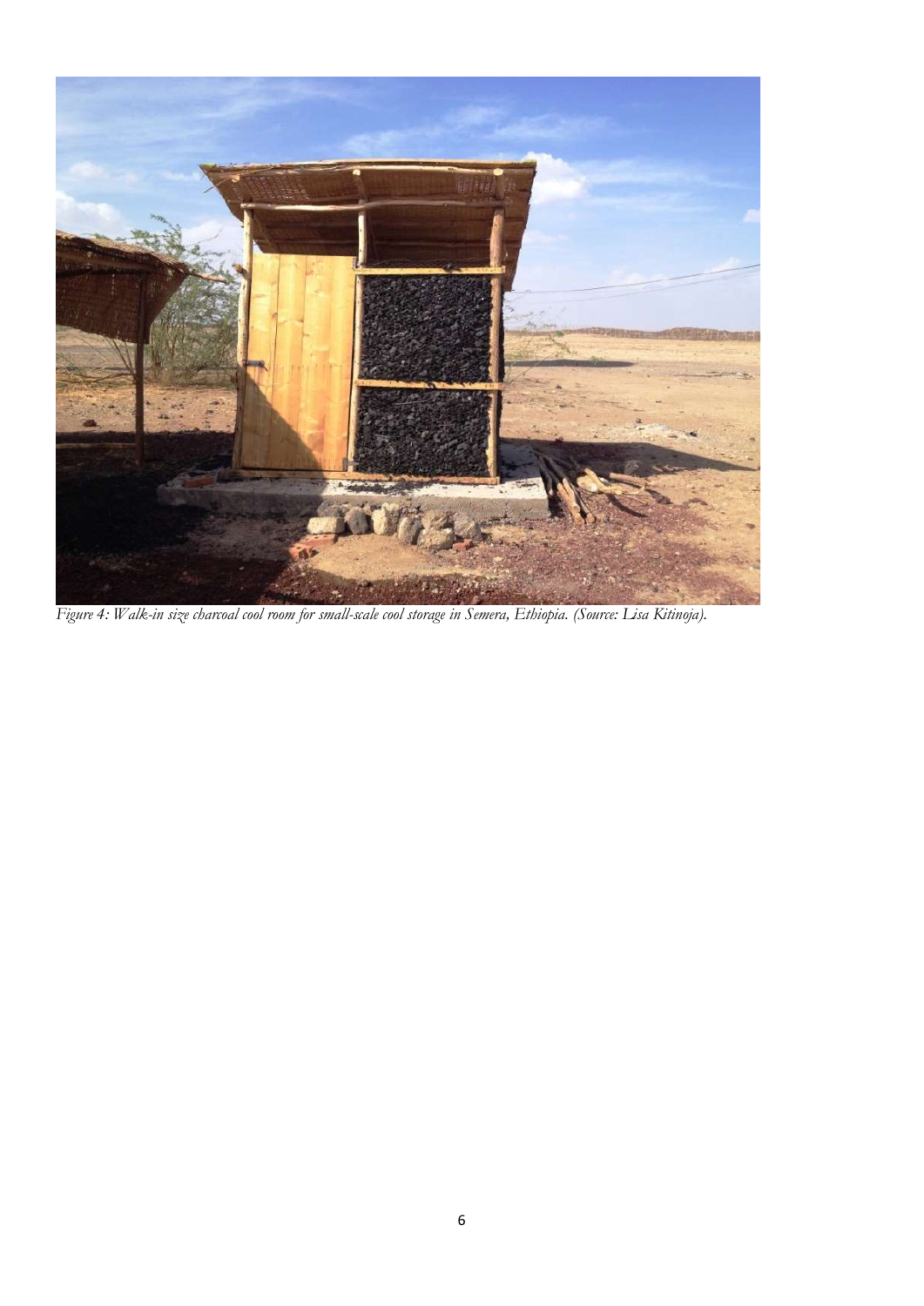*Figure 4: Walk-in size charcoal cool room for small-scale cool storage in Semera, Ethiopia. (Source: Lisa Kitinoja).*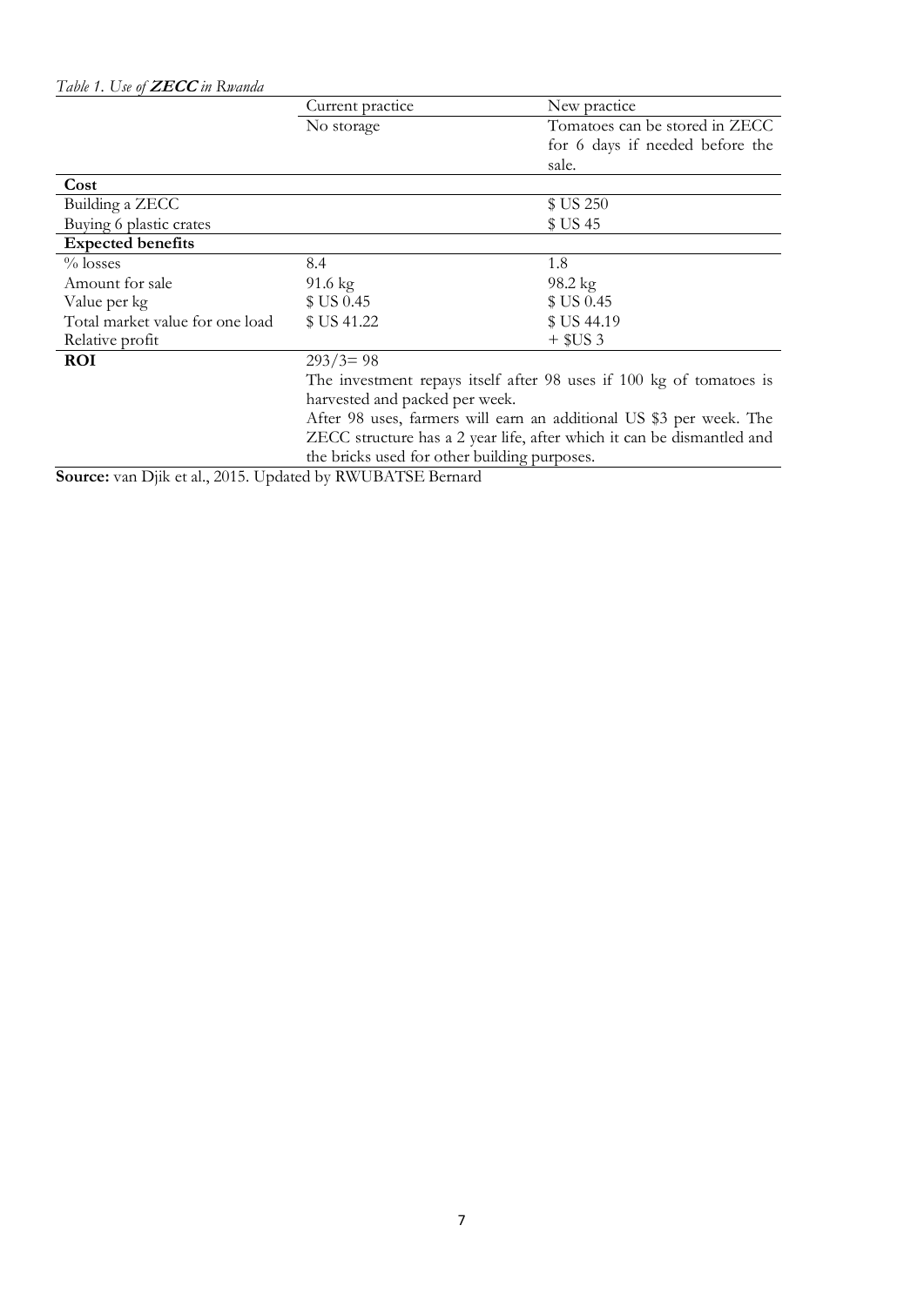*Table 1. Use of **ZECC** in Rwanda*

| | Current practice | New practice |
|---|---|---|
| | No storage | Tomatoes can be stored in ZECC for 6 days if needed before the sale. |
| **Cost** | | |
| Building a ZECC | | $ US 250 |
| Buying 6 plastic crates | | $ US 45 |
| **Expected benefits** | | |
| % losses | 8.4 | 1.8 |
| Amount for sale | 91.6 kg | 98.2 kg |
| Value per kg | $ US 0.45 | $ US 0.45 |
| Total market value for one load | $ US 41.22 | $ US 44.19 |
| Relative profit | | + $US 3 |
| **ROI** | 293/3= 98<br>The investment repays itself after 98 uses if 100 kg of tomatoes is harvested and packed per week.<br>After 98 uses, farmers will earn an additional US $3 per week. The ZECC structure has a 2 year life, after which it can be dismantled and the bricks used for other building purposes. | |

**Source:** van Djik et al., 2015. Updated by RWUBATSE Bernard